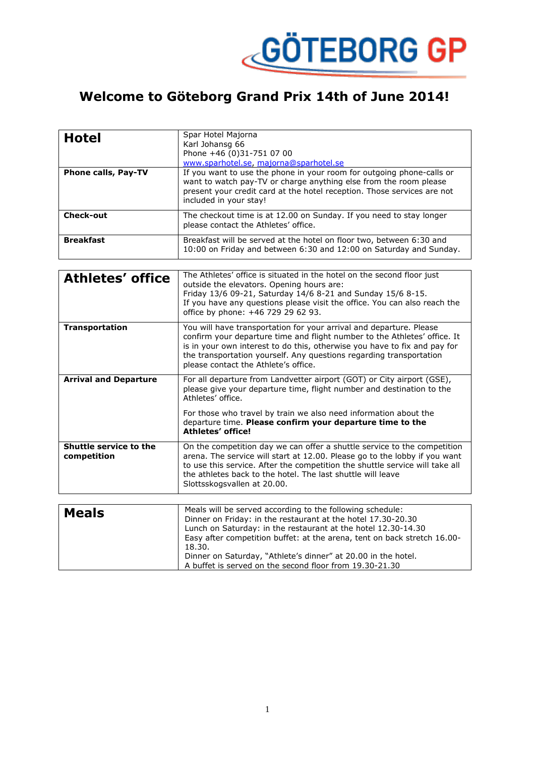GÖTEBORG GP

# Welcome to Göteborg Grand Prix 14th of June 2014!

| **Hotel** | Spar Hotel Majorna<br>Karl Johansg 66<br>Phone +46 (0)31-751 07 00<br>www.sparhotel.se, majorna@sparhotel.se |
|---|---|
| **Phone calls, Pay-TV** | If you want to use the phone in your room for outgoing phone-calls or want to watch pay-TV or charge anything else from the room please present your credit card at the hotel reception. Those services are not included in your stay! |
| **Check-out** | The checkout time is at 12.00 on Sunday. If you need to stay longer please contact the Athletes' office. |
| **Breakfast** | Breakfast will be served at the hotel on floor two, between 6:30 and 10:00 on Friday and between 6:30 and 12:00 on Saturday and Sunday. |

| **Athletes' office** | The Athletes' office is situated in the hotel on the second floor just outside the elevators. Opening hours are:<br>Friday 13/6 09-21, Saturday 14/6 8-21 and Sunday 15/6 8-15.<br>If you have any questions please visit the office. You can also reach the office by phone: +46 729 29 62 93. |
|---|---|
| **Transportation** | You will have transportation for your arrival and departure. Please confirm your departure time and flight number to the Athletes' office. It is in your own interest to do this, otherwise you have to fix and pay for the transportation yourself. Any questions regarding transportation please contact the Athlete's office. |
| **Arrival and Departure** | For all departure from Landvetter airport (GOT) or City airport (GSE), please give your departure time, flight number and destination to the Athletes' office.<br><br>For those who travel by train we also need information about the departure time. **Please confirm your departure time to the Athletes' office!** |
| **Shuttle service to the competition** | On the competition day we can offer a shuttle service to the competition arena. The service will start at 12.00. Please go to the lobby if you want to use this service. After the competition the shuttle service will take all the athletes back to the hotel. The last shuttle will leave Slottsskogsvallen at 20.00. |

| **Meals** | Meals will be served according to the following schedule:<br>Dinner on Friday: in the restaurant at the hotel 17.30-20.30<br>Lunch on Saturday: in the restaurant at the hotel 12.30-14.30<br>Easy after competition buffet: at the arena, tent on back stretch 16.00-18.30.<br>Dinner on Saturday, "Athlete's dinner" at 20.00 in the hotel.<br>A buffet is served on the second floor from 19.30-21.30 |
|---|---|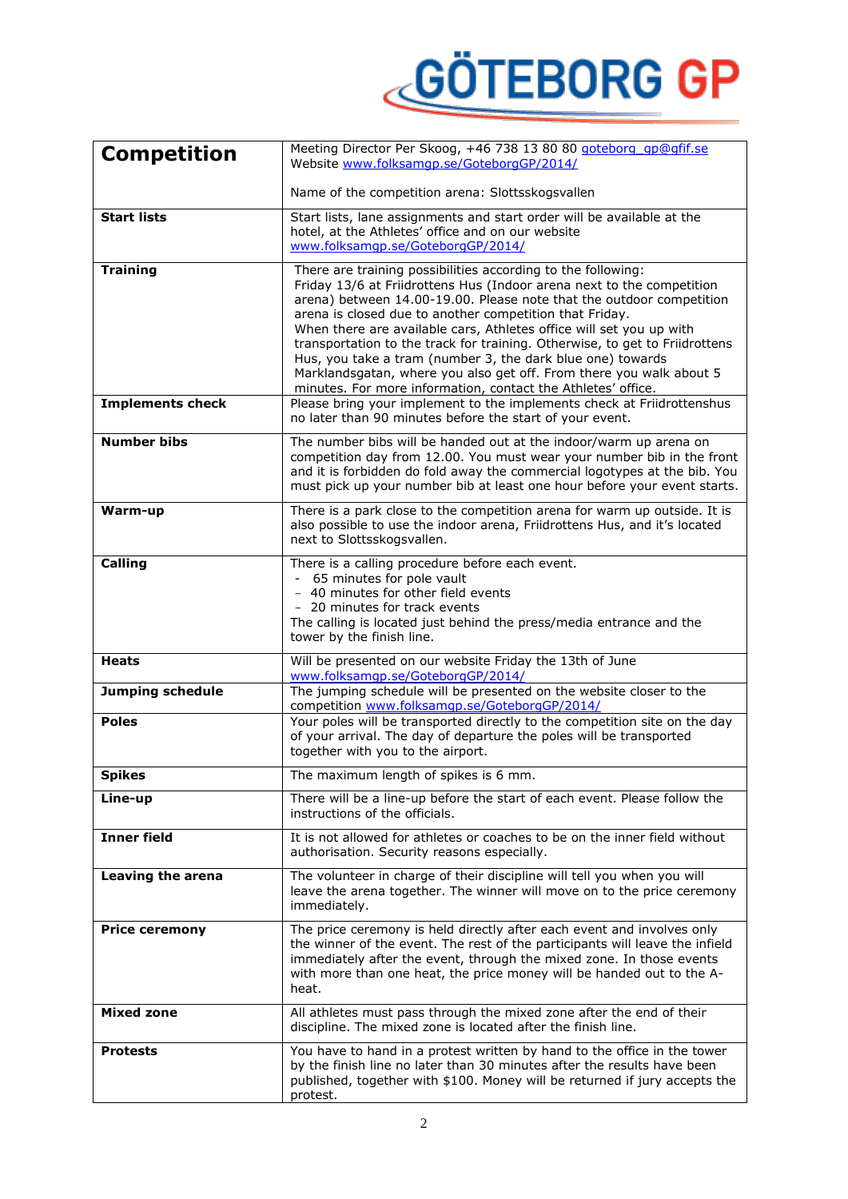| Competition | Meeting Director Per Skoog, +46 738 13 80 80 goteborg_gp@gfif.se<br>Website www.folksamgp.se/GoteborgGP/2014/<br><br>Name of the competition arena: Slottsskogsvallen |
|---|---|
| **Start lists** | Start lists, lane assignments and start order will be available at the hotel, at the Athletes' office and on our website www.folksamgp.se/GoteborgGP/2014/ |
| **Training** | There are training possibilities according to the following:<br>Friday 13/6 at Friidrottens Hus (Indoor arena next to the competition arena) between 14.00-19.00. Please note that the outdoor competition arena is closed due to another competition that Friday.<br>When there are available cars, Athletes office will set you up with transportation to the track for training. Otherwise, to get to Friidrottens Hus, you take a tram (number 3, the dark blue one) towards Marklandsgatan, where you also get off. From there you walk about 5 minutes. For more information, contact the Athletes' office. |
| **Implements check** | Please bring your implement to the implements check at Friidrottenshus no later than 90 minutes before the start of your event. |
| **Number bibs** | The number bibs will be handed out at the indoor/warm up arena on competition day from 12.00. You must wear your number bib in the front and it is forbidden do fold away the commercial logotypes at the bib. You must pick up your number bib at least one hour before your event starts. |
| **Warm-up** | There is a park close to the competition arena for warm up outside. It is also possible to use the indoor arena, Friidrottens Hus, and it's located next to Slottsskogsvallen. |
| **Calling** | There is a calling procedure before each event.<br>- 65 minutes for pole vault<br>- 40 minutes for other field events<br>- 20 minutes for track events<br>The calling is located just behind the press/media entrance and the tower by the finish line. |
| **Heats** | Will be presented on our website Friday the 13th of June www.folksamgp.se/GoteborgGP/2014/ |
| **Jumping schedule** | The jumping schedule will be presented on the website closer to the competition www.folksamgp.se/GoteborgGP/2014/ |
| **Poles** | Your poles will be transported directly to the competition site on the day of your arrival. The day of departure the poles will be transported together with you to the airport. |
| **Spikes** | The maximum length of spikes is 6 mm. |
| **Line-up** | There will be a line-up before the start of each event. Please follow the instructions of the officials. |
| **Inner field** | It is not allowed for athletes or coaches to be on the inner field without authorisation. Security reasons especially. |
| **Leaving the arena** | The volunteer in charge of their discipline will tell you when you will leave the arena together. The winner will move on to the price ceremony immediately. |
| **Price ceremony** | The price ceremony is held directly after each event and involves only the winner of the event. The rest of the participants will leave the infield immediately after the event, through the mixed zone. In those events with more than one heat, the price money will be handed out to the A-heat. |
| **Mixed zone** | All athletes must pass through the mixed zone after the end of their discipline. The mixed zone is located after the finish line. |
| **Protests** | You have to hand in a protest written by hand to the office in the tower by the finish line no later than 30 minutes after the results have been published, together with $100. Money will be returned if jury accepts the protest. |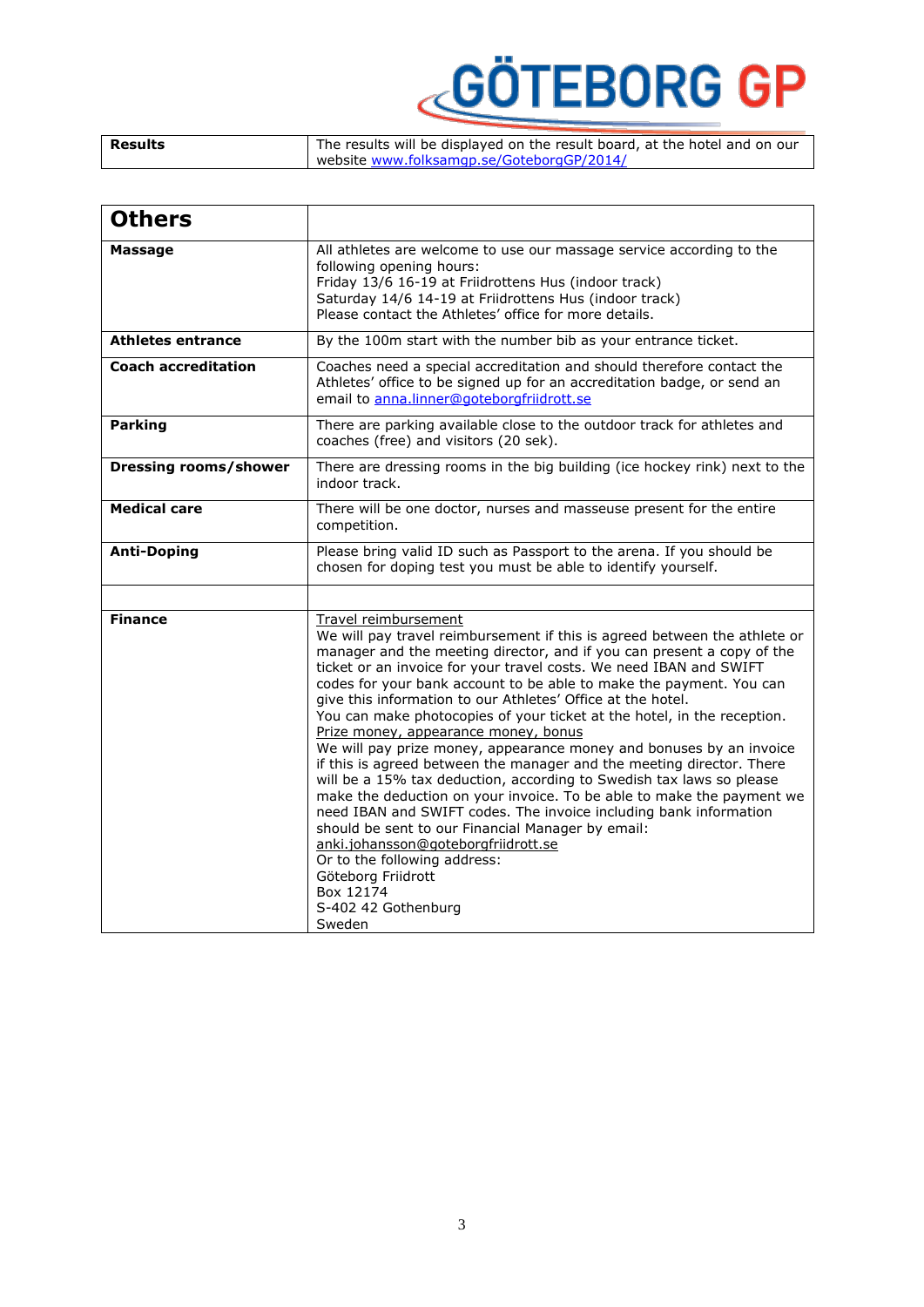| | |
|---|---|
| **Results** | The results will be displayed on the result board, at the hotel and on our website www.folksamgp.se/GoteborgGP/2014/ |

| **Others** | |
|---|---|
| **Massage** | All athletes are welcome to use our massage service according to the following opening hours:<br>Friday 13/6 16-19 at Friidrottens Hus (indoor track)<br>Saturday 14/6 14-19 at Friidrottens Hus (indoor track)<br>Please contact the Athletes' office for more details. |
| **Athletes entrance** | By the 100m start with the number bib as your entrance ticket. |
| **Coach accreditation** | Coaches need a special accreditation and should therefore contact the Athletes' office to be signed up for an accreditation badge, or send an email to anna.linner@goteborgfriidrott.se |
| **Parking** | There are parking available close to the outdoor track for athletes and coaches (free) and visitors (20 sek). |
| **Dressing rooms/shower** | There are dressing rooms in the big building (ice hockey rink) next to the indoor track. |
| **Medical care** | There will be one doctor, nurses and masseuse present for the entire competition. |
| **Anti-Doping** | Please bring valid ID such as Passport to the arena. If you should be chosen for doping test you must be able to identify yourself. |
| | |
| **Finance** | Travel reimbursement<br>We will pay travel reimbursement if this is agreed between the athlete or manager and the meeting director, and if you can present a copy of the ticket or an invoice for your travel costs. We need IBAN and SWIFT codes for your bank account to be able to make the payment. You can give this information to our Athletes' Office at the hotel.<br>You can make photocopies of your ticket at the hotel, in the reception.<br>Prize money, appearance money, bonus<br>We will pay prize money, appearance money and bonuses by an invoice if this is agreed between the manager and the meeting director. There will be a 15% tax deduction, according to Swedish tax laws so please make the deduction on your invoice. To be able to make the payment we need IBAN and SWIFT codes. The invoice including bank information should be sent to our Financial Manager by email:<br>anki.johansson@goteborgfriidrott.se<br>Or to the following address:<br>Göteborg Friidrott<br>Box 12174<br>S-402 42 Gothenburg<br>Sweden |